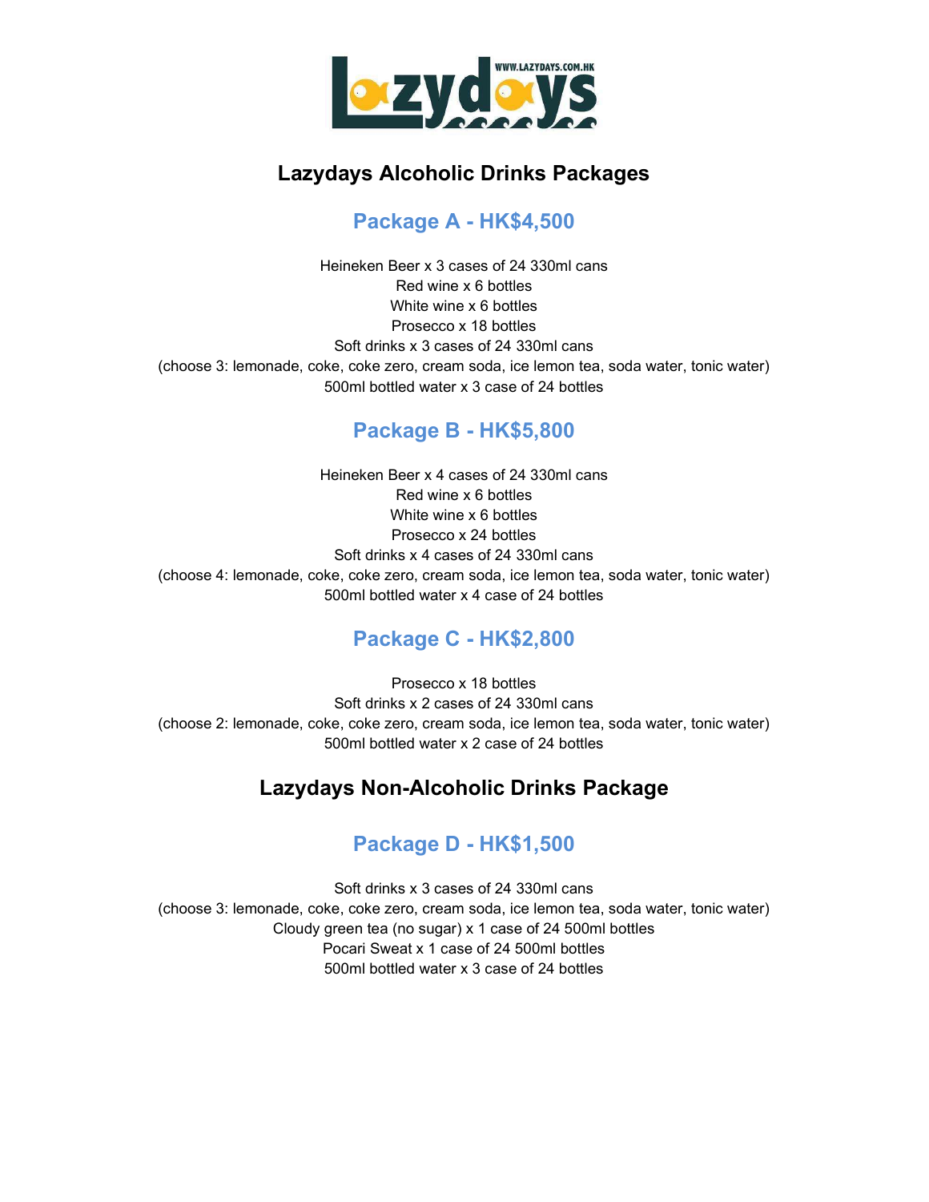Lazydays WWW.LAZYDAYS.COM.HK

## Lazydays Alcoholic Drinks Packages

### Package A - HK$4,500

Heineken Beer x 3 cases of 24 330ml cans
Red wine x 6 bottles
White wine x 6 bottles
Prosecco x 18 bottles
Soft drinks x 3 cases of 24 330ml cans
(choose 3: lemonade, coke, coke zero, cream soda, ice lemon tea, soda water, tonic water)
500ml bottled water x 3 case of 24 bottles

### Package B - HK$5,800

Heineken Beer x 4 cases of 24 330ml cans
Red wine x 6 bottles
White wine x 6 bottles
Prosecco x 24 bottles
Soft drinks x 4 cases of 24 330ml cans
(choose 4: lemonade, coke, coke zero, cream soda, ice lemon tea, soda water, tonic water)
500ml bottled water x 4 case of 24 bottles

### Package C - HK$2,800

Prosecco x 18 bottles
Soft drinks x 2 cases of 24 330ml cans
(choose 2: lemonade, coke, coke zero, cream soda, ice lemon tea, soda water, tonic water)
500ml bottled water x 2 case of 24 bottles

## Lazydays Non-Alcoholic Drinks Package

### Package D - HK$1,500

Soft drinks x 3 cases of 24 330ml cans
(choose 3: lemonade, coke, coke zero, cream soda, ice lemon tea, soda water, tonic water)
Cloudy green tea (no sugar) x 1 case of 24 500ml bottles
Pocari Sweat x 1 case of 24 500ml bottles
500ml bottled water x 3 case of 24 bottles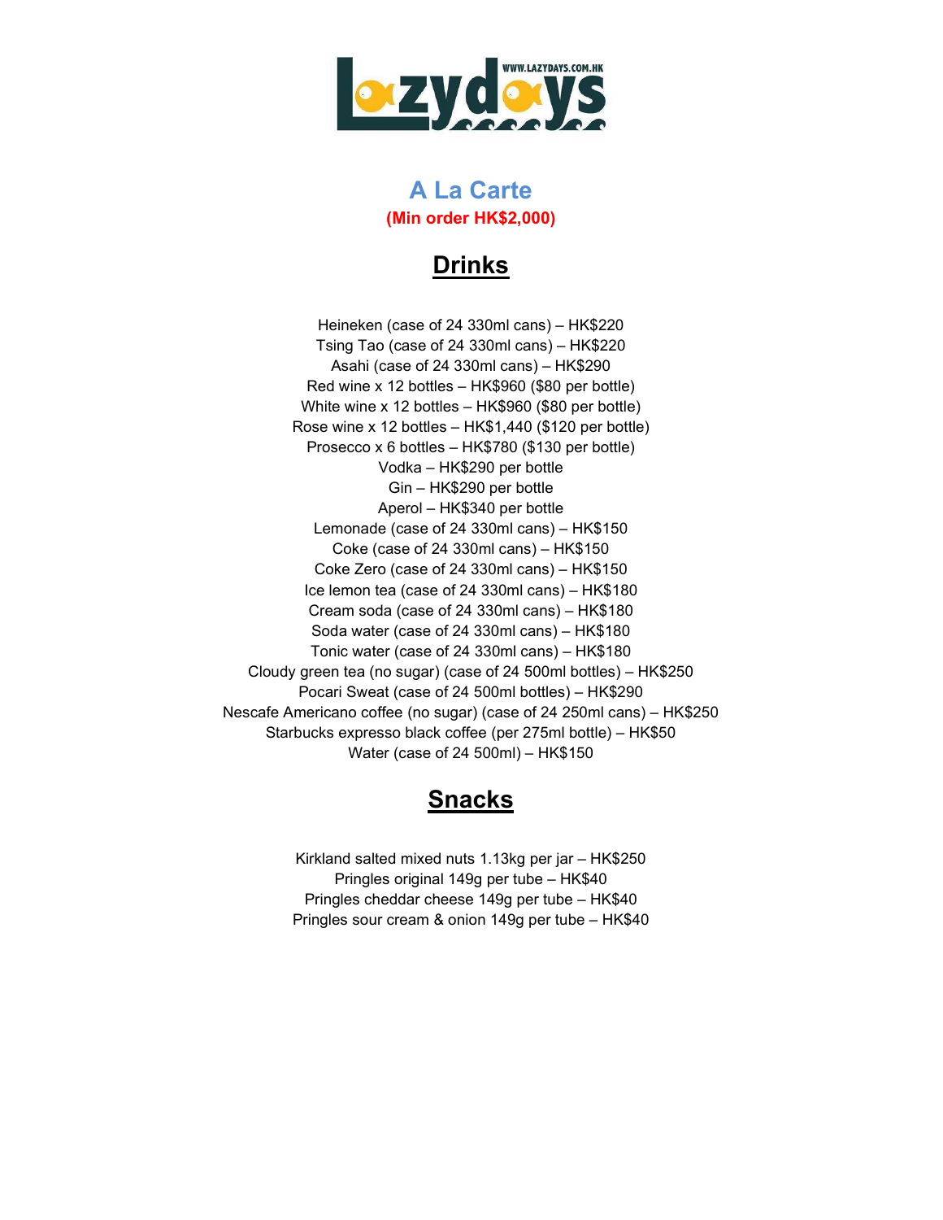# A La Carte

**(Min order HK$2,000)**

## Drinks

Heineken (case of 24 330ml cans) – HK$220
Tsing Tao (case of 24 330ml cans) – HK$220
Asahi (case of 24 330ml cans) – HK$290
Red wine x 12 bottles – HK$960 ($80 per bottle)
White wine x 12 bottles – HK$960 ($80 per bottle)
Rose wine x 12 bottles – HK$1,440 ($120 per bottle)
Prosecco x 6 bottles – HK$780 ($130 per bottle)
Vodka – HK$290 per bottle
Gin – HK$290 per bottle
Aperol – HK$340 per bottle
Lemonade (case of 24 330ml cans) – HK$150
Coke (case of 24 330ml cans) – HK$150
Coke Zero (case of 24 330ml cans) – HK$150
Ice lemon tea (case of 24 330ml cans) – HK$180
Cream soda (case of 24 330ml cans) – HK$180
Soda water (case of 24 330ml cans) – HK$180
Tonic water (case of 24 330ml cans) – HK$180
Cloudy green tea (no sugar) (case of 24 500ml bottles) – HK$250
Pocari Sweat (case of 24 500ml bottles) – HK$290
Nescafe Americano coffee (no sugar) (case of 24 250ml cans) – HK$250
Starbucks expresso black coffee (per 275ml bottle) – HK$50
Water (case of 24 500ml) – HK$150

## Snacks

Kirkland salted mixed nuts 1.13kg per jar – HK$250
Pringles original 149g per tube – HK$40
Pringles cheddar cheese 149g per tube – HK$40
Pringles sour cream & onion 149g per tube – HK$40